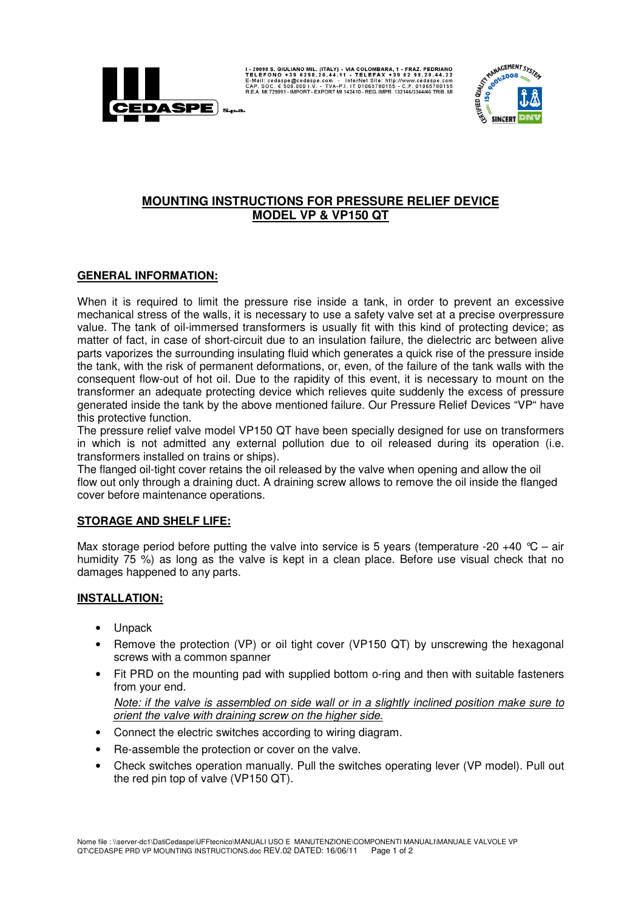I - 20098 S. GIULIANO MIL. (ITALY) - VIA COLOMBARA, 1 - FRAZ. PEDRIANO
TELEFONO +39 0298.20.44.11 - TELEFAX +39 02 98.20.44.22
E-Mail: cedaspe@cedaspe.com - InterNet Site: http://www.cedaspe.com
CAP. SOC. € 500.000 I.V. - TVA-P.I. IT 01065780155 - C.F. 01065780155
R.E.A. MI 729991 - IMPORT - EXPORT MI 142410 - REG. IMPR. 132146/3344/46 TRIB. MI

# MOUNTING INSTRUCTIONS FOR PRESSURE RELIEF DEVICE MODEL VP & VP150 QT

## GENERAL INFORMATION:

When it is required to limit the pressure rise inside a tank, in order to prevent an excessive mechanical stress of the walls, it is necessary to use a safety valve set at a precise overpressure value. The tank of oil-immersed transformers is usually fit with this kind of protecting device; as matter of fact, in case of short-circuit due to an insulation failure, the dielectric arc between alive parts vaporizes the surrounding insulating fluid which generates a quick rise of the pressure inside the tank, with the risk of permanent deformations, or, even, of the failure of the tank walls with the consequent flow-out of hot oil. Due to the rapidity of this event, it is necessary to mount on the transformer an adequate protecting device which relieves quite suddenly the excess of pressure generated inside the tank by the above mentioned failure. Our Pressure Relief Devices "VP" have this protective function.
The pressure relief valve model VP150 QT have been specially designed for use on transformers in which is not admitted any external pollution due to oil released during its operation (i.e. transformers installed on trains or ships).
The flanged oil-tight cover retains the oil released by the valve when opening and allow the oil flow out only through a draining duct. A draining screw allows to remove the oil inside the flanged cover before maintenance operations.

## STORAGE AND SHELF LIFE:

Max storage period before putting the valve into service is 5 years (temperature -20 +40 °C – air humidity 75 %) as long as the valve is kept in a clean place. Before use visual check that no damages happened to any parts.

## INSTALLATION:

- Unpack
- Remove the protection (VP) or oil tight cover (VP150 QT) by unscrewing the hexagonal screws with a common spanner
- Fit PRD on the mounting pad with supplied bottom o-ring and then with suitable fasteners from your end.

  *Note: if the valve is assembled on side wall or in a slightly inclined position make sure to orient the valve with draining screw on the higher side.*
- Connect the electric switches according to wiring diagram.
- Re-assemble the protection or cover on the valve.
- Check switches operation manually. Pull the switches operating lever (VP model). Pull out the red pin top of valve (VP150 QT).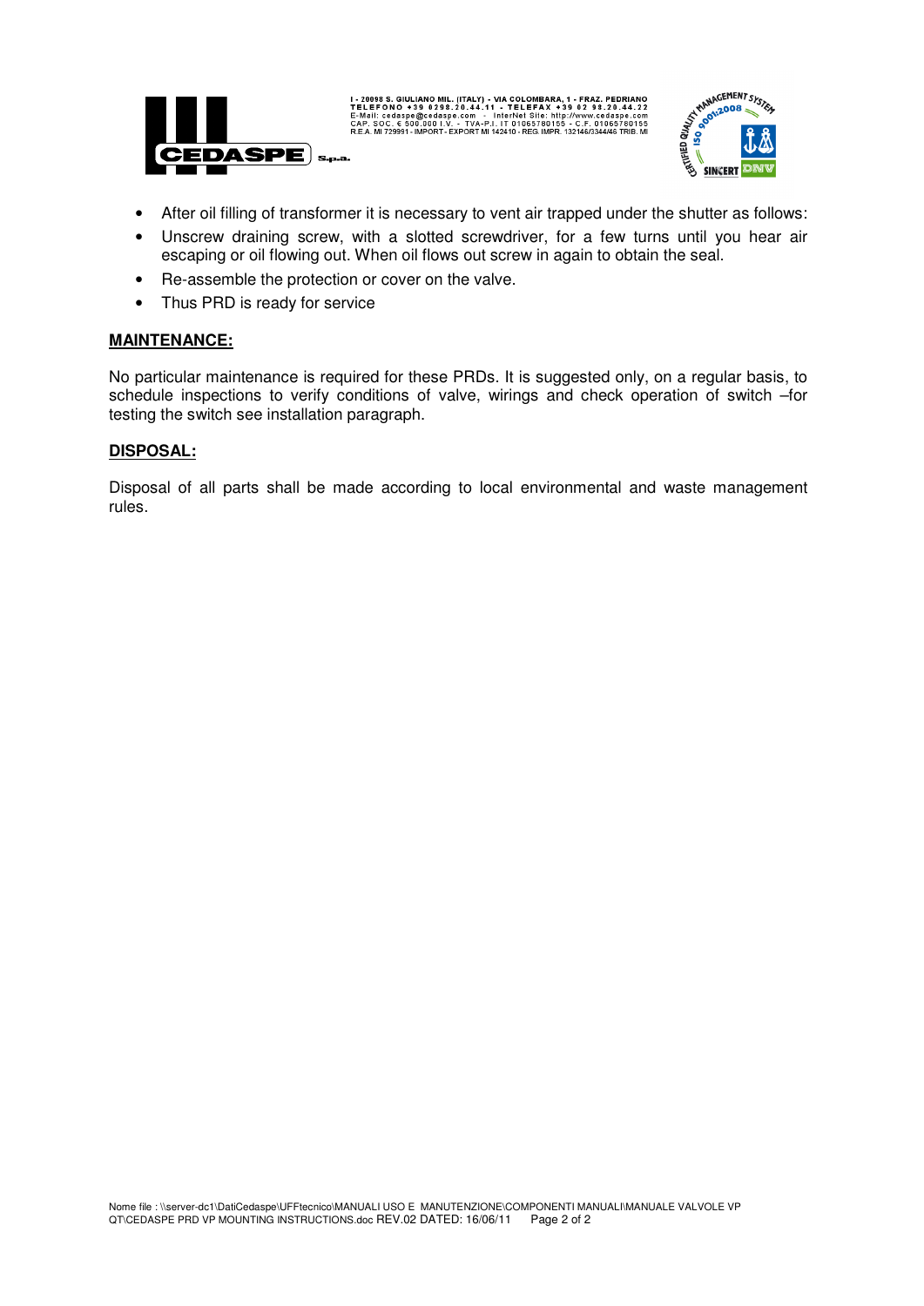- After oil filling of transformer it is necessary to vent air trapped under the shutter as follows:
- Unscrew draining screw, with a slotted screwdriver, for a few turns until you hear air escaping or oil flowing out. When oil flows out screw in again to obtain the seal.
- Re-assemble the protection or cover on the valve.
- Thus PRD is ready for service

**MAINTENANCE:**

No particular maintenance is required for these PRDs. It is suggested only, on a regular basis, to schedule inspections to verify conditions of valve, wirings and check operation of switch –for testing the switch see installation paragraph.

**DISPOSAL:**

Disposal of all parts shall be made according to local environmental and waste management rules.